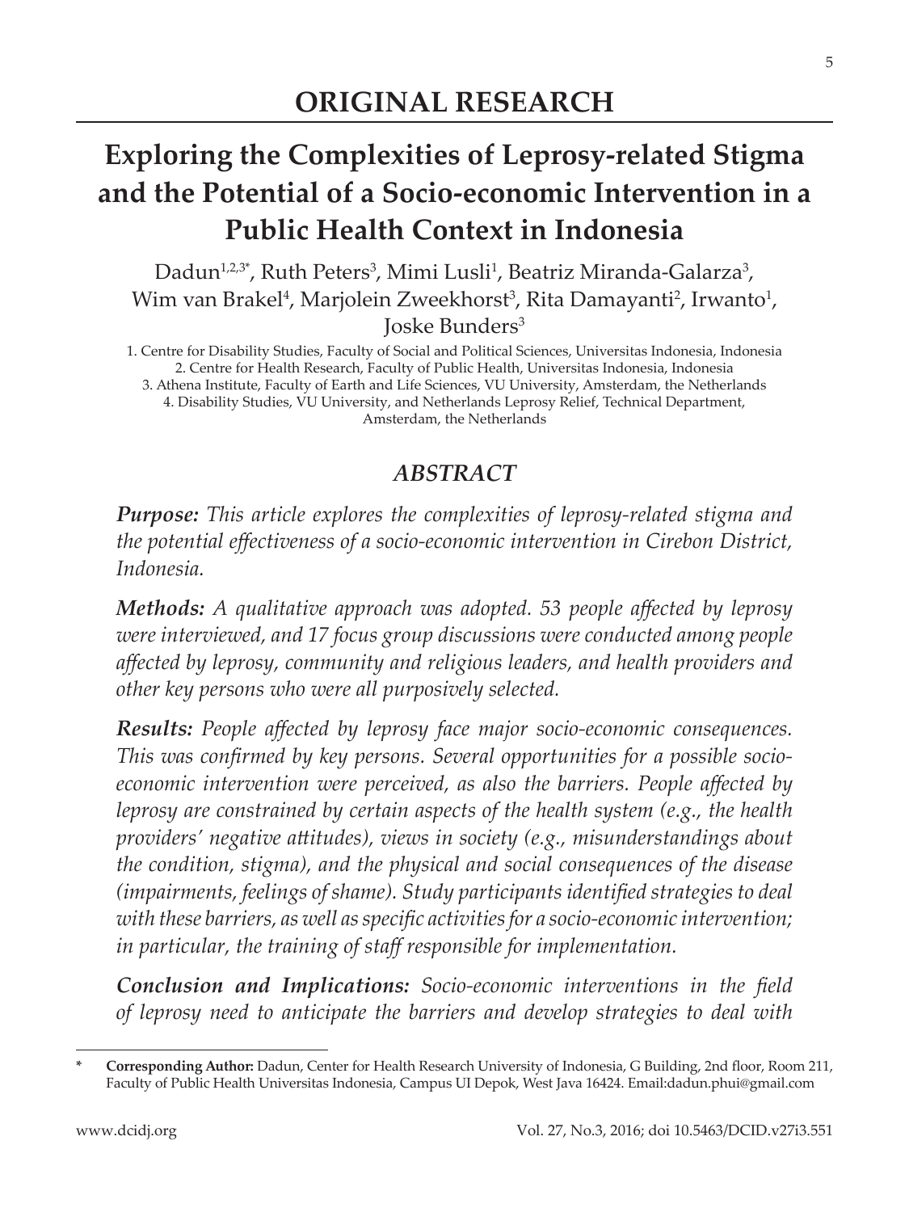**ORIGINAL RESEARCH**

# Exploring the Complexities of Leprosy-related Stigma and the Potential of a Socio-economic Intervention in a Public Health Context in Indonesia

Dadun[1,2,3*], Ruth Peters[3], Mimi Lusli[1], Beatriz Miranda-Galarza[3], Wim van Brakel[4], Marjolein Zweekhorst[3], Rita Damayanti[2], Irwanto[1], Joske Bunders[3]

1. Centre for Disability Studies, Faculty of Social and Political Sciences, Universitas Indonesia, Indonesia
2. Centre for Health Research, Faculty of Public Health, Universitas Indonesia, Indonesia
3. Athena Institute, Faculty of Earth and Life Sciences, VU University, Amsterdam, the Netherlands
4. Disability Studies, VU University, and Netherlands Leprosy Relief, Technical Department, Amsterdam, the Netherlands

## *ABSTRACT*

***Purpose:*** *This article explores the complexities of leprosy-related stigma and the potential effectiveness of a socio-economic intervention in Cirebon District, Indonesia.*

***Methods:*** *A qualitative approach was adopted. 53 people affected by leprosy were interviewed, and 17 focus group discussions were conducted among people affected by leprosy, community and religious leaders, and health providers and other key persons who were all purposively selected.*

***Results:*** *People affected by leprosy face major socio-economic consequences. This was confirmed by key persons. Several opportunities for a possible socio-economic intervention were perceived, as also the barriers. People affected by leprosy are constrained by certain aspects of the health system (e.g., the health providers' negative attitudes), views in society (e.g., misunderstandings about the condition, stigma), and the physical and social consequences of the disease (impairments, feelings of shame). Study participants identified strategies to deal with these barriers, as well as specific activities for a socio-economic intervention; in particular, the training of staff responsible for implementation.*

***Conclusion and Implications:*** *Socio-economic interventions in the field of leprosy need to anticipate the barriers and develop strategies to deal with*

---

\* **Corresponding Author:** Dadun, Center for Health Research University of Indonesia, G Building, 2nd floor, Room 211, Faculty of Public Health Universitas Indonesia, Campus UI Depok, West Java 16424. Email:dadun.phui@gmail.com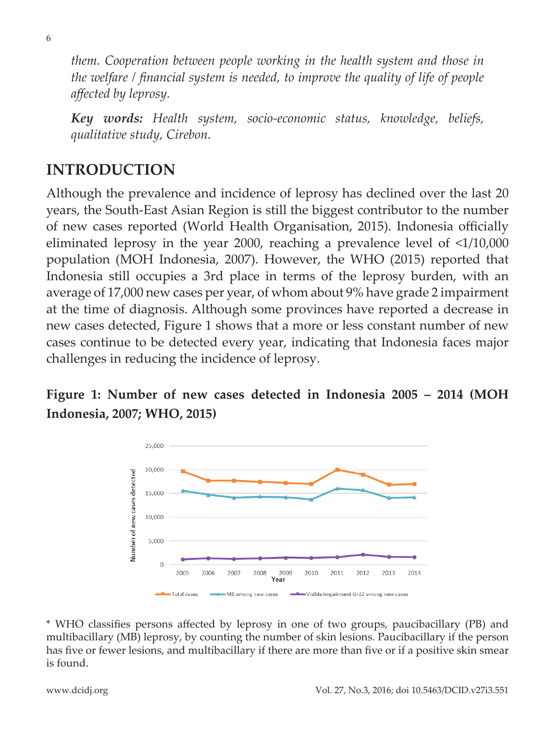*them. Cooperation between people working in the health system and those in the welfare / financial system is needed, to improve the quality of life of people affected by leprosy.*

***Key words:*** *Health system, socio-economic status, knowledge, beliefs, qualitative study, Cirebon.*

## INTRODUCTION

Although the prevalence and incidence of leprosy has declined over the last 20 years, the South-East Asian Region is still the biggest contributor to the number of new cases reported (World Health Organisation, 2015). Indonesia officially eliminated leprosy in the year 2000, reaching a prevalence level of <1/10,000 population (MOH Indonesia, 2007). However, the WHO (2015) reported that Indonesia still occupies a 3rd place in terms of the leprosy burden, with an average of 17,000 new cases per year, of whom about 9% have grade 2 impairment at the time of diagnosis. Although some provinces have reported a decrease in new cases detected, Figure 1 shows that a more or less constant number of new cases continue to be detected every year, indicating that Indonesia faces major challenges in reducing the incidence of leprosy.

**Figure 1: Number of new cases detected in Indonesia 2005 – 2014 (MOH Indonesia, 2007; WHO, 2015)**

\* WHO classifies persons affected by leprosy in one of two groups, paucibacillary (PB) and multibacillary (MB) leprosy, by counting the number of skin lesions. Paucibacillary if the person has five or fewer lesions, and multibacillary if there are more than five or if a positive skin smear is found.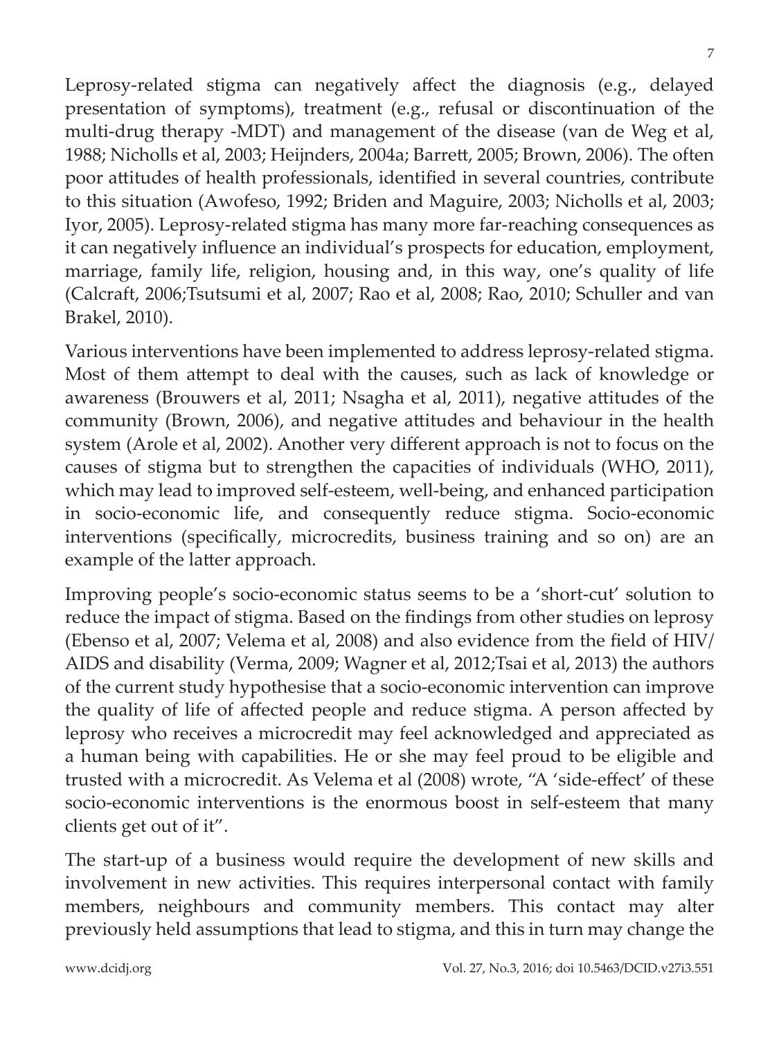Leprosy-related stigma can negatively affect the diagnosis (e.g., delayed presentation of symptoms), treatment (e.g., refusal or discontinuation of the multi-drug therapy -MDT) and management of the disease (van de Weg et al, 1988; Nicholls et al, 2003; Heijnders, 2004a; Barrett, 2005; Brown, 2006). The often poor attitudes of health professionals, identified in several countries, contribute to this situation (Awofeso, 1992; Briden and Maguire, 2003; Nicholls et al, 2003; Iyor, 2005). Leprosy-related stigma has many more far-reaching consequences as it can negatively influence an individual's prospects for education, employment, marriage, family life, religion, housing and, in this way, one's quality of life (Calcraft, 2006;Tsutsumi et al, 2007; Rao et al, 2008; Rao, 2010; Schuller and van Brakel, 2010).

Various interventions have been implemented to address leprosy-related stigma. Most of them attempt to deal with the causes, such as lack of knowledge or awareness (Brouwers et al, 2011; Nsagha et al, 2011), negative attitudes of the community (Brown, 2006), and negative attitudes and behaviour in the health system (Arole et al, 2002). Another very different approach is not to focus on the causes of stigma but to strengthen the capacities of individuals (WHO, 2011), which may lead to improved self-esteem, well-being, and enhanced participation in socio-economic life, and consequently reduce stigma. Socio-economic interventions (specifically, microcredits, business training and so on) are an example of the latter approach.

Improving people's socio-economic status seems to be a 'short-cut' solution to reduce the impact of stigma. Based on the findings from other studies on leprosy (Ebenso et al, 2007; Velema et al, 2008) and also evidence from the field of HIV/AIDS and disability (Verma, 2009; Wagner et al, 2012;Tsai et al, 2013) the authors of the current study hypothesise that a socio-economic intervention can improve the quality of life of affected people and reduce stigma. A person affected by leprosy who receives a microcredit may feel acknowledged and appreciated as a human being with capabilities. He or she may feel proud to be eligible and trusted with a microcredit. As Velema et al (2008) wrote, "A 'side-effect' of these socio-economic interventions is the enormous boost in self-esteem that many clients get out of it".

The start-up of a business would require the development of new skills and involvement in new activities. This requires interpersonal contact with family members, neighbours and community members. This contact may alter previously held assumptions that lead to stigma, and this in turn may change the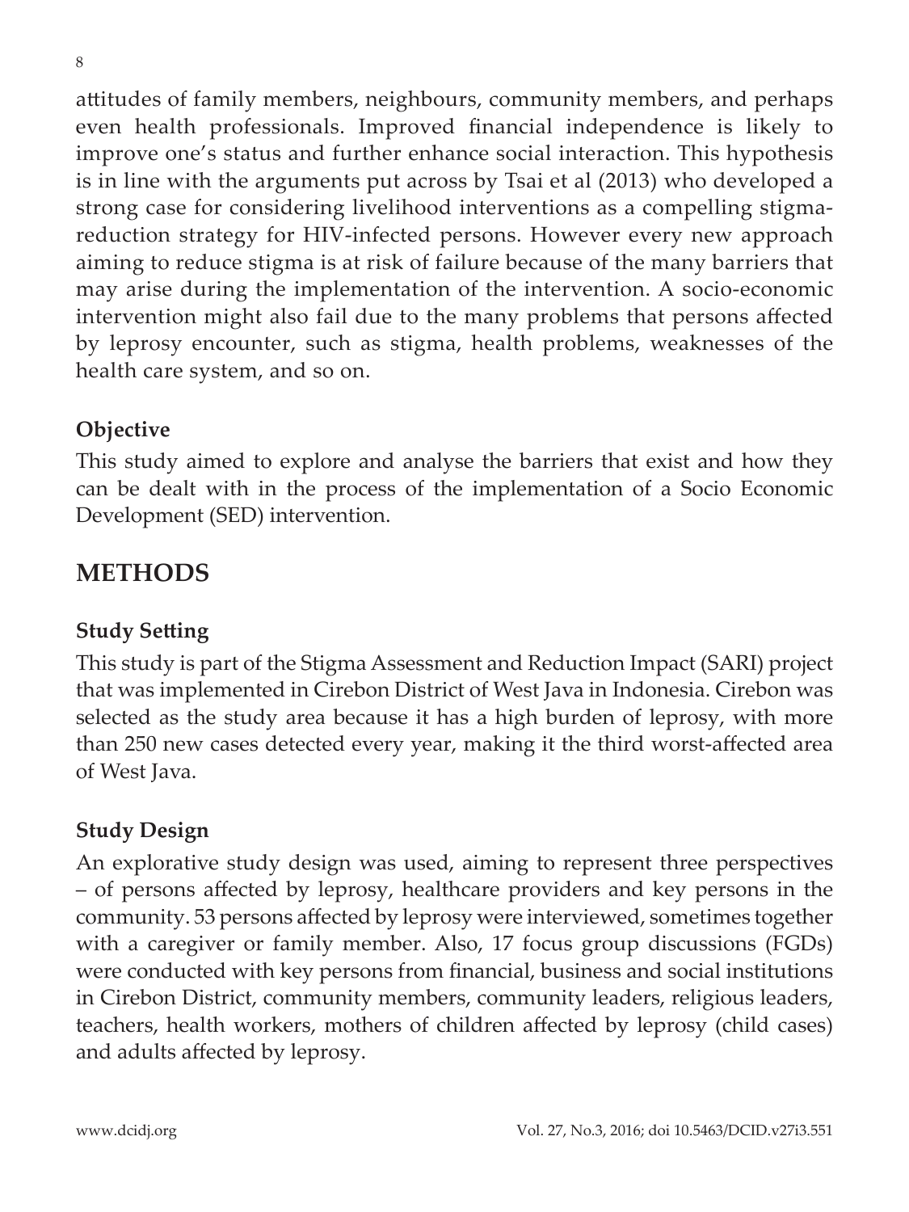attitudes of family members, neighbours, community members, and perhaps even health professionals. Improved financial independence is likely to improve one's status and further enhance social interaction. This hypothesis is in line with the arguments put across by Tsai et al (2013) who developed a strong case for considering livelihood interventions as a compelling stigma-reduction strategy for HIV-infected persons. However every new approach aiming to reduce stigma is at risk of failure because of the many barriers that may arise during the implementation of the intervention. A socio-economic intervention might also fail due to the many problems that persons affected by leprosy encounter, such as stigma, health problems, weaknesses of the health care system, and so on.

### Objective

This study aimed to explore and analyse the barriers that exist and how they can be dealt with in the process of the implementation of a Socio Economic Development (SED) intervention.

## METHODS

### Study Setting

This study is part of the Stigma Assessment and Reduction Impact (SARI) project that was implemented in Cirebon District of West Java in Indonesia. Cirebon was selected as the study area because it has a high burden of leprosy, with more than 250 new cases detected every year, making it the third worst-affected area of West Java.

### Study Design

An explorative study design was used, aiming to represent three perspectives – of persons affected by leprosy, healthcare providers and key persons in the community. 53 persons affected by leprosy were interviewed, sometimes together with a caregiver or family member. Also, 17 focus group discussions (FGDs) were conducted with key persons from financial, business and social institutions in Cirebon District, community members, community leaders, religious leaders, teachers, health workers, mothers of children affected by leprosy (child cases) and adults affected by leprosy.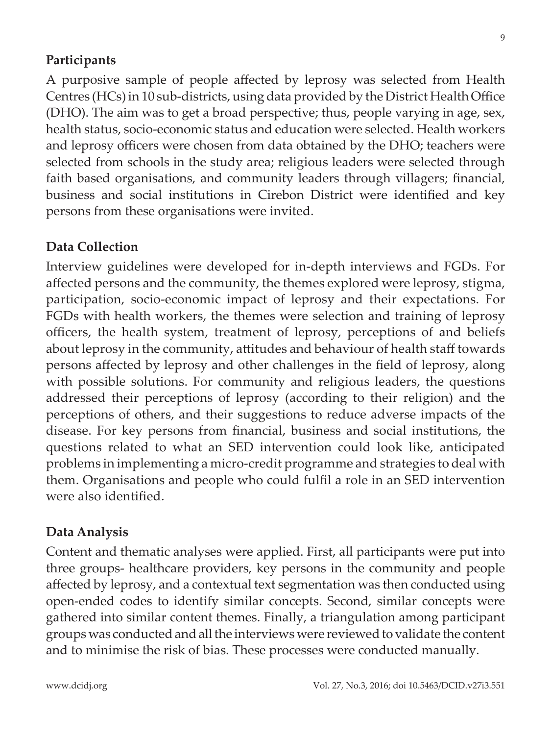**Participants**

A purposive sample of people affected by leprosy was selected from Health Centres (HCs) in 10 sub-districts, using data provided by the District Health Office (DHO). The aim was to get a broad perspective; thus, people varying in age, sex, health status, socio-economic status and education were selected. Health workers and leprosy officers were chosen from data obtained by the DHO; teachers were selected from schools in the study area; religious leaders were selected through faith based organisations, and community leaders through villagers; financial, business and social institutions in Cirebon District were identified and key persons from these organisations were invited.

**Data Collection**

Interview guidelines were developed for in-depth interviews and FGDs. For affected persons and the community, the themes explored were leprosy, stigma, participation, socio-economic impact of leprosy and their expectations. For FGDs with health workers, the themes were selection and training of leprosy officers, the health system, treatment of leprosy, perceptions of and beliefs about leprosy in the community, attitudes and behaviour of health staff towards persons affected by leprosy and other challenges in the field of leprosy, along with possible solutions. For community and religious leaders, the questions addressed their perceptions of leprosy (according to their religion) and the perceptions of others, and their suggestions to reduce adverse impacts of the disease. For key persons from financial, business and social institutions, the questions related to what an SED intervention could look like, anticipated problems in implementing a micro-credit programme and strategies to deal with them. Organisations and people who could fulfil a role in an SED intervention were also identified.

**Data Analysis**

Content and thematic analyses were applied. First, all participants were put into three groups- healthcare providers, key persons in the community and people affected by leprosy, and a contextual text segmentation was then conducted using open-ended codes to identify similar concepts. Second, similar concepts were gathered into similar content themes. Finally, a triangulation among participant groups was conducted and all the interviews were reviewed to validate the content and to minimise the risk of bias. These processes were conducted manually.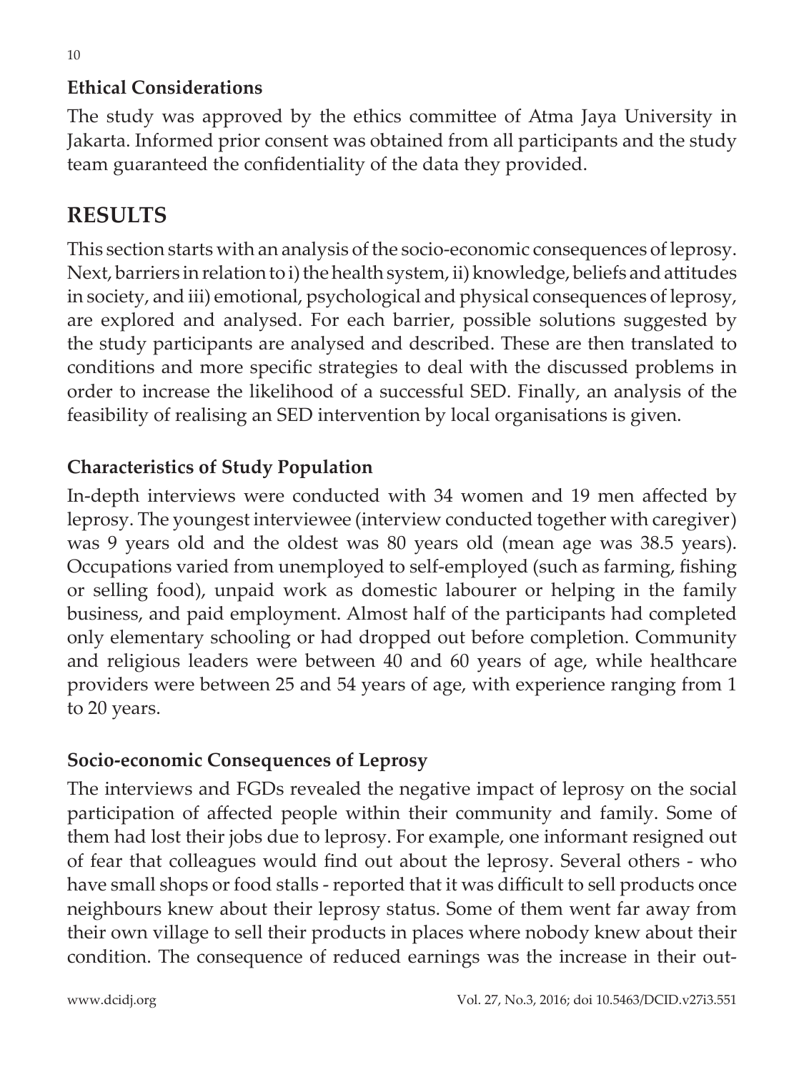### Ethical Considerations

The study was approved by the ethics committee of Atma Jaya University in Jakarta. Informed prior consent was obtained from all participants and the study team guaranteed the confidentiality of the data they provided.

## RESULTS

This section starts with an analysis of the socio-economic consequences of leprosy. Next, barriers in relation to i) the health system, ii) knowledge, beliefs and attitudes in society, and iii) emotional, psychological and physical consequences of leprosy, are explored and analysed. For each barrier, possible solutions suggested by the study participants are analysed and described. These are then translated to conditions and more specific strategies to deal with the discussed problems in order to increase the likelihood of a successful SED. Finally, an analysis of the feasibility of realising an SED intervention by local organisations is given.

### Characteristics of Study Population

In-depth interviews were conducted with 34 women and 19 men affected by leprosy. The youngest interviewee (interview conducted together with caregiver) was 9 years old and the oldest was 80 years old (mean age was 38.5 years). Occupations varied from unemployed to self-employed (such as farming, fishing or selling food), unpaid work as domestic labourer or helping in the family business, and paid employment. Almost half of the participants had completed only elementary schooling or had dropped out before completion. Community and religious leaders were between 40 and 60 years of age, while healthcare providers were between 25 and 54 years of age, with experience ranging from 1 to 20 years.

### Socio-economic Consequences of Leprosy

The interviews and FGDs revealed the negative impact of leprosy on the social participation of affected people within their community and family. Some of them had lost their jobs due to leprosy. For example, one informant resigned out of fear that colleagues would find out about the leprosy. Several others - who have small shops or food stalls - reported that it was difficult to sell products once neighbours knew about their leprosy status. Some of them went far away from their own village to sell their products in places where nobody knew about their condition. The consequence of reduced earnings was the increase in their out-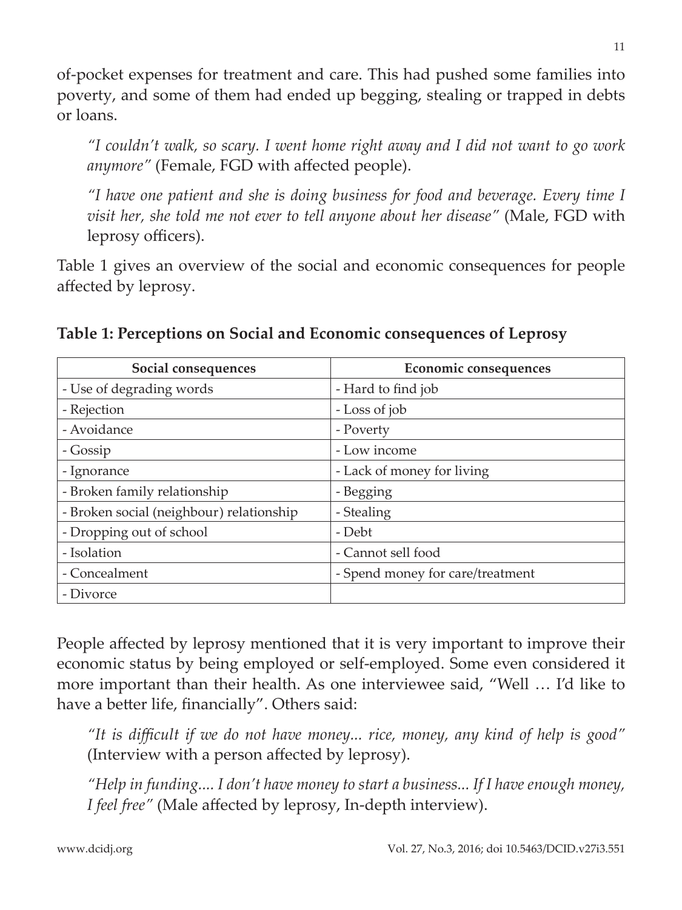of-pocket expenses for treatment and care. This had pushed some families into poverty, and some of them had ended up begging, stealing or trapped in debts or loans.

> *"I couldn't walk, so scary. I went home right away and I did not want to go work anymore"* (Female, FGD with affected people).

> *"I have one patient and she is doing business for food and beverage. Every time I visit her, she told me not ever to tell anyone about her disease"* (Male, FGD with leprosy officers).

Table 1 gives an overview of the social and economic consequences for people affected by leprosy.

**Table 1: Perceptions on Social and Economic consequences of Leprosy**

| Social consequences | Economic consequences |
|---|---|
| - Use of degrading words | - Hard to find job |
| - Rejection | - Loss of job |
| - Avoidance | - Poverty |
| - Gossip | - Low income |
| - Ignorance | - Lack of money for living |
| - Broken family relationship | - Begging |
| - Broken social (neighbour) relationship | - Stealing |
| - Dropping out of school | - Debt |
| - Isolation | - Cannot sell food |
| - Concealment | - Spend money for care/treatment |
| - Divorce | |

People affected by leprosy mentioned that it is very important to improve their economic status by being employed or self-employed. Some even considered it more important than their health. As one interviewee said, "Well … I'd like to have a better life, financially". Others said:

> *"It is difficult if we do not have money... rice, money, any kind of help is good"* (Interview with a person affected by leprosy).

> *"Help in funding.... I don't have money to start a business... If I have enough money, I feel free"* (Male affected by leprosy, In-depth interview).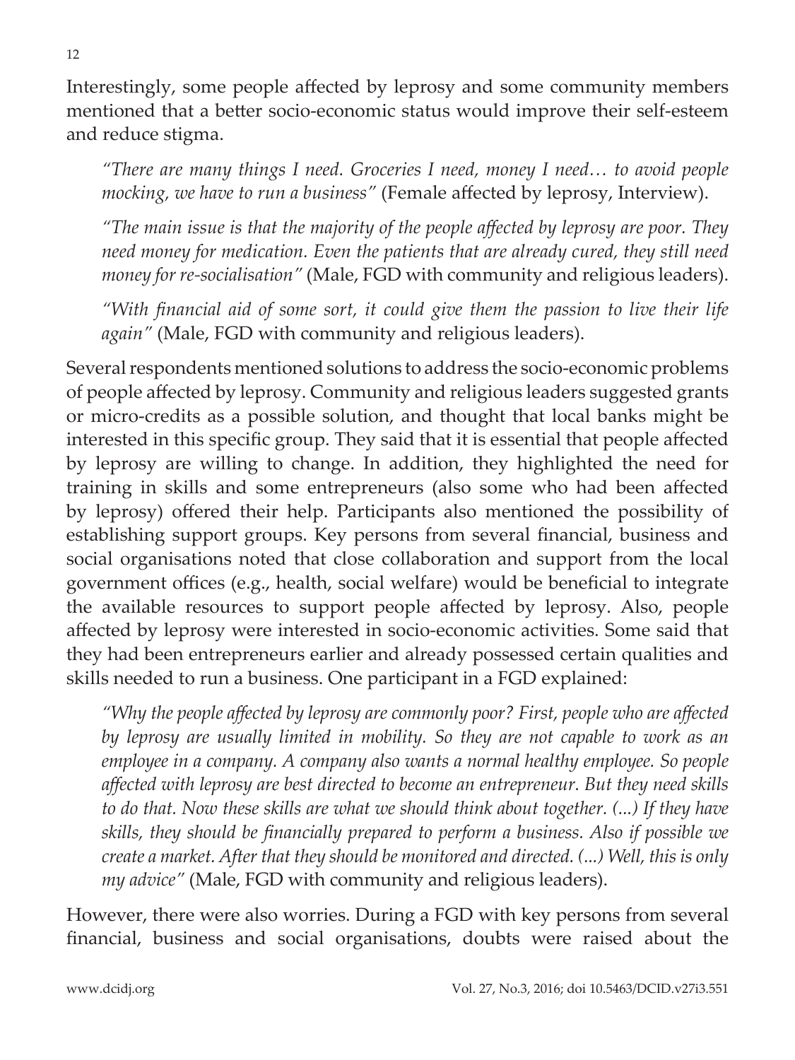Interestingly, some people affected by leprosy and some community members mentioned that a better socio-economic status would improve their self-esteem and reduce stigma.

> *"There are many things I need. Groceries I need, money I need… to avoid people mocking, we have to run a business"* (Female affected by leprosy, Interview).

> *"The main issue is that the majority of the people affected by leprosy are poor. They need money for medication. Even the patients that are already cured, they still need money for re-socialisation"* (Male, FGD with community and religious leaders).

> *"With financial aid of some sort, it could give them the passion to live their life again"* (Male, FGD with community and religious leaders).

Several respondents mentioned solutions to address the socio-economic problems of people affected by leprosy. Community and religious leaders suggested grants or micro-credits as a possible solution, and thought that local banks might be interested in this specific group. They said that it is essential that people affected by leprosy are willing to change. In addition, they highlighted the need for training in skills and some entrepreneurs (also some who had been affected by leprosy) offered their help. Participants also mentioned the possibility of establishing support groups. Key persons from several financial, business and social organisations noted that close collaboration and support from the local government offices (e.g., health, social welfare) would be beneficial to integrate the available resources to support people affected by leprosy. Also, people affected by leprosy were interested in socio-economic activities. Some said that they had been entrepreneurs earlier and already possessed certain qualities and skills needed to run a business. One participant in a FGD explained:

> *"Why the people affected by leprosy are commonly poor? First, people who are affected by leprosy are usually limited in mobility. So they are not capable to work as an employee in a company. A company also wants a normal healthy employee. So people affected with leprosy are best directed to become an entrepreneur. But they need skills to do that. Now these skills are what we should think about together. (...) If they have skills, they should be financially prepared to perform a business. Also if possible we create a market. After that they should be monitored and directed. (...) Well, this is only my advice"* (Male, FGD with community and religious leaders).

However, there were also worries. During a FGD with key persons from several financial, business and social organisations, doubts were raised about the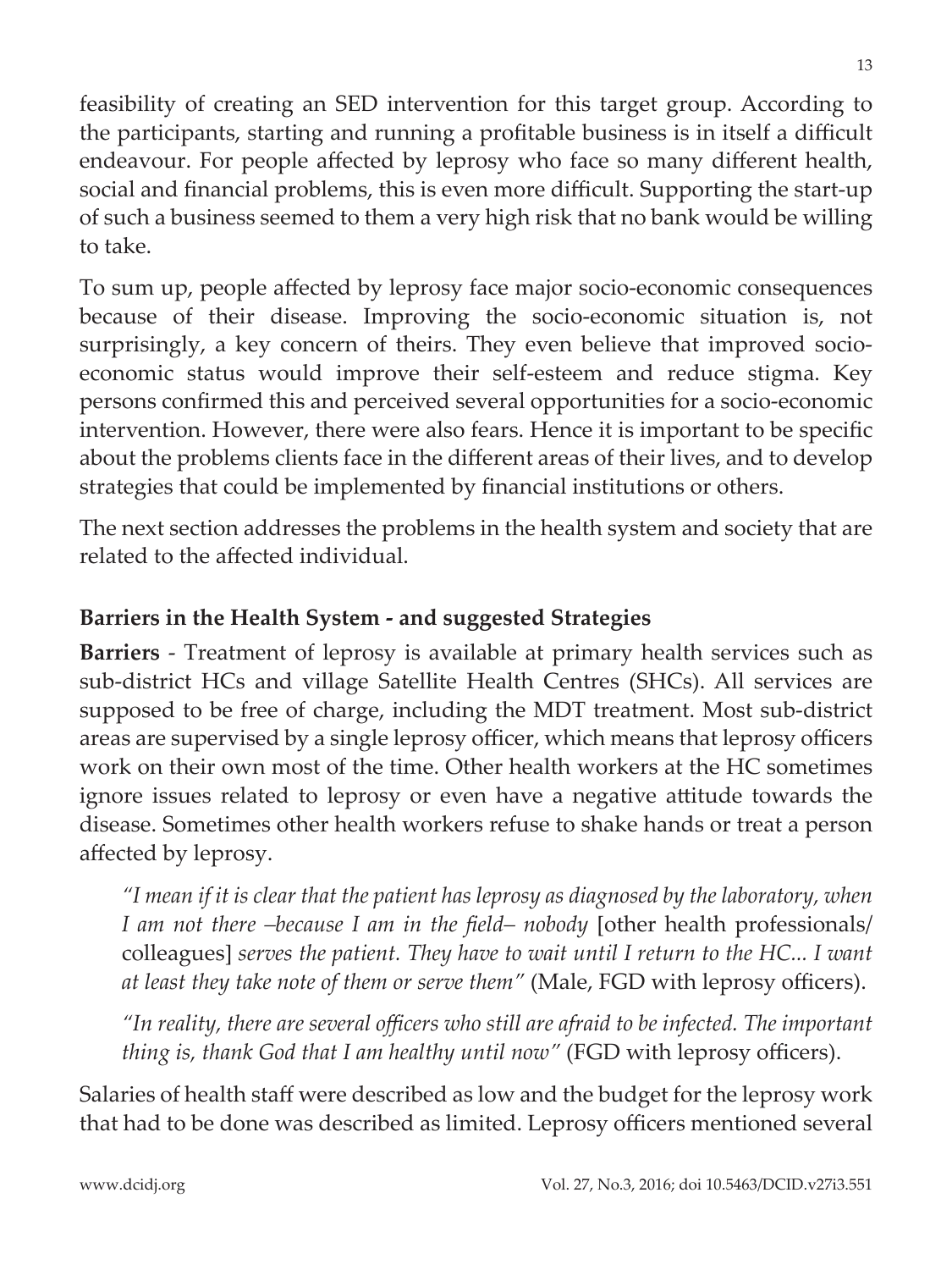feasibility of creating an SED intervention for this target group. According to the participants, starting and running a profitable business is in itself a difficult endeavour. For people affected by leprosy who face so many different health, social and financial problems, this is even more difficult. Supporting the start-up of such a business seemed to them a very high risk that no bank would be willing to take.

To sum up, people affected by leprosy face major socio-economic consequences because of their disease. Improving the socio-economic situation is, not surprisingly, a key concern of theirs. They even believe that improved socio-economic status would improve their self-esteem and reduce stigma. Key persons confirmed this and perceived several opportunities for a socio-economic intervention. However, there were also fears. Hence it is important to be specific about the problems clients face in the different areas of their lives, and to develop strategies that could be implemented by financial institutions or others.

The next section addresses the problems in the health system and society that are related to the affected individual.

## Barriers in the Health System - and suggested Strategies

**Barriers** - Treatment of leprosy is available at primary health services such as sub-district HCs and village Satellite Health Centres (SHCs). All services are supposed to be free of charge, including the MDT treatment. Most sub-district areas are supervised by a single leprosy officer, which means that leprosy officers work on their own most of the time. Other health workers at the HC sometimes ignore issues related to leprosy or even have a negative attitude towards the disease. Sometimes other health workers refuse to shake hands or treat a person affected by leprosy.

> *"I mean if it is clear that the patient has leprosy as diagnosed by the laboratory, when I am not there –because I am in the field– nobody* [other health professionals/ colleagues] *serves the patient. They have to wait until I return to the HC... I want at least they take note of them or serve them"* (Male, FGD with leprosy officers).

> *"In reality, there are several officers who still are afraid to be infected. The important thing is, thank God that I am healthy until now"* (FGD with leprosy officers).

Salaries of health staff were described as low and the budget for the leprosy work that had to be done was described as limited. Leprosy officers mentioned several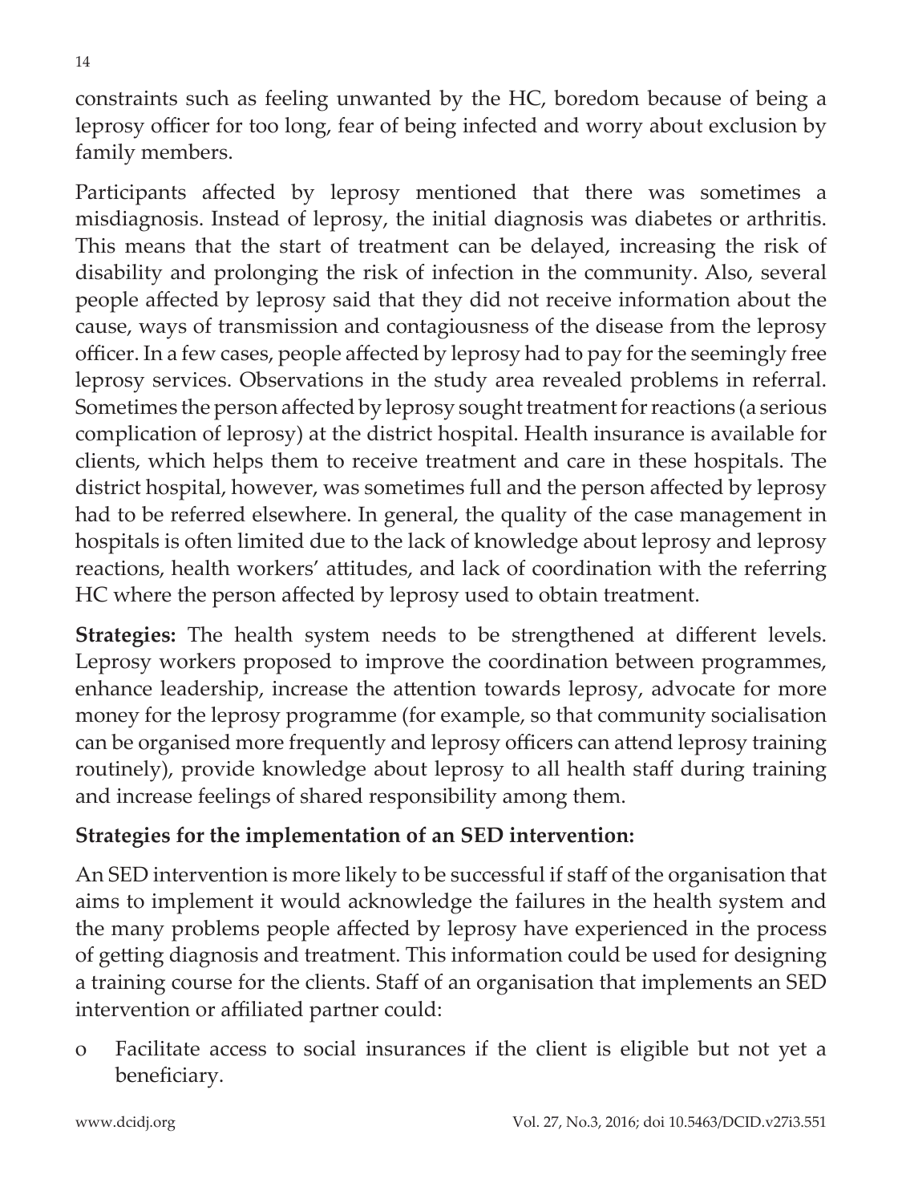constraints such as feeling unwanted by the HC, boredom because of being a leprosy officer for too long, fear of being infected and worry about exclusion by family members.

Participants affected by leprosy mentioned that there was sometimes a misdiagnosis. Instead of leprosy, the initial diagnosis was diabetes or arthritis. This means that the start of treatment can be delayed, increasing the risk of disability and prolonging the risk of infection in the community. Also, several people affected by leprosy said that they did not receive information about the cause, ways of transmission and contagiousness of the disease from the leprosy officer. In a few cases, people affected by leprosy had to pay for the seemingly free leprosy services. Observations in the study area revealed problems in referral. Sometimes the person affected by leprosy sought treatment for reactions (a serious complication of leprosy) at the district hospital. Health insurance is available for clients, which helps them to receive treatment and care in these hospitals. The district hospital, however, was sometimes full and the person affected by leprosy had to be referred elsewhere. In general, the quality of the case management in hospitals is often limited due to the lack of knowledge about leprosy and leprosy reactions, health workers' attitudes, and lack of coordination with the referring HC where the person affected by leprosy used to obtain treatment.

**Strategies:** The health system needs to be strengthened at different levels. Leprosy workers proposed to improve the coordination between programmes, enhance leadership, increase the attention towards leprosy, advocate for more money for the leprosy programme (for example, so that community socialisation can be organised more frequently and leprosy officers can attend leprosy training routinely), provide knowledge about leprosy to all health staff during training and increase feelings of shared responsibility among them.

**Strategies for the implementation of an SED intervention:**

An SED intervention is more likely to be successful if staff of the organisation that aims to implement it would acknowledge the failures in the health system and the many problems people affected by leprosy have experienced in the process of getting diagnosis and treatment. This information could be used for designing a training course for the clients. Staff of an organisation that implements an SED intervention or affiliated partner could:

- Facilitate access to social insurances if the client is eligible but not yet a beneficiary.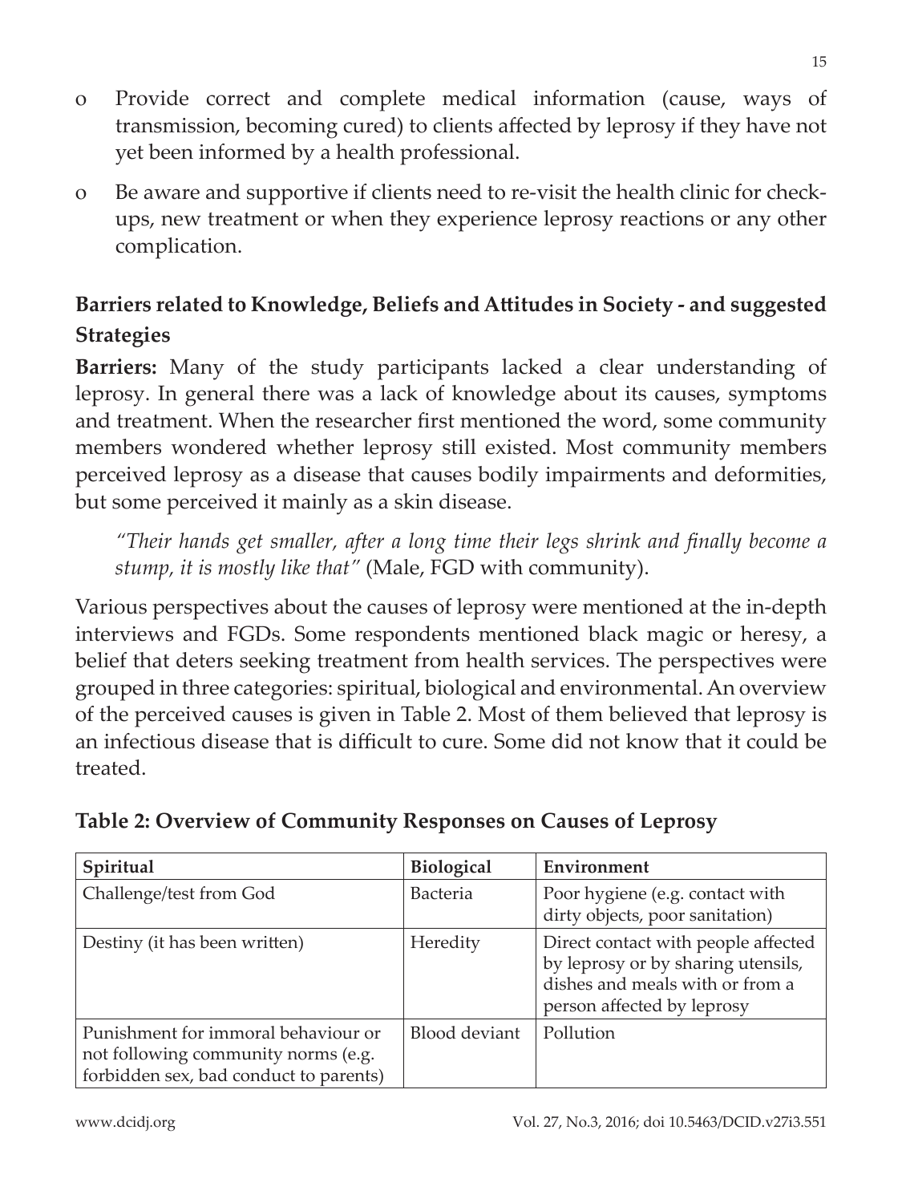- o Provide correct and complete medical information (cause, ways of transmission, becoming cured) to clients affected by leprosy if they have not yet been informed by a health professional.
- o Be aware and supportive if clients need to re-visit the health clinic for check-ups, new treatment or when they experience leprosy reactions or any other complication.

### Barriers related to Knowledge, Beliefs and Attitudes in Society - and suggested Strategies

**Barriers:** Many of the study participants lacked a clear understanding of leprosy. In general there was a lack of knowledge about its causes, symptoms and treatment. When the researcher first mentioned the word, some community members wondered whether leprosy still existed. Most community members perceived leprosy as a disease that causes bodily impairments and deformities, but some perceived it mainly as a skin disease.

> *"Their hands get smaller, after a long time their legs shrink and finally become a stump, it is mostly like that"* (Male, FGD with community).

Various perspectives about the causes of leprosy were mentioned at the in-depth interviews and FGDs. Some respondents mentioned black magic or heresy, a belief that deters seeking treatment from health services. The perspectives were grouped in three categories: spiritual, biological and environmental. An overview of the perceived causes is given in Table 2. Most of them believed that leprosy is an infectious disease that is difficult to cure. Some did not know that it could be treated.

**Table 2: Overview of Community Responses on Causes of Leprosy**

| Spiritual | Biological | Environment |
|---|---|---|
| Challenge/test from God | Bacteria | Poor hygiene (e.g. contact with dirty objects, poor sanitation) |
| Destiny (it has been written) | Heredity | Direct contact with people affected by leprosy or by sharing utensils, dishes and meals with or from a person affected by leprosy |
| Punishment for immoral behaviour or not following community norms (e.g. forbidden sex, bad conduct to parents) | Blood deviant | Pollution |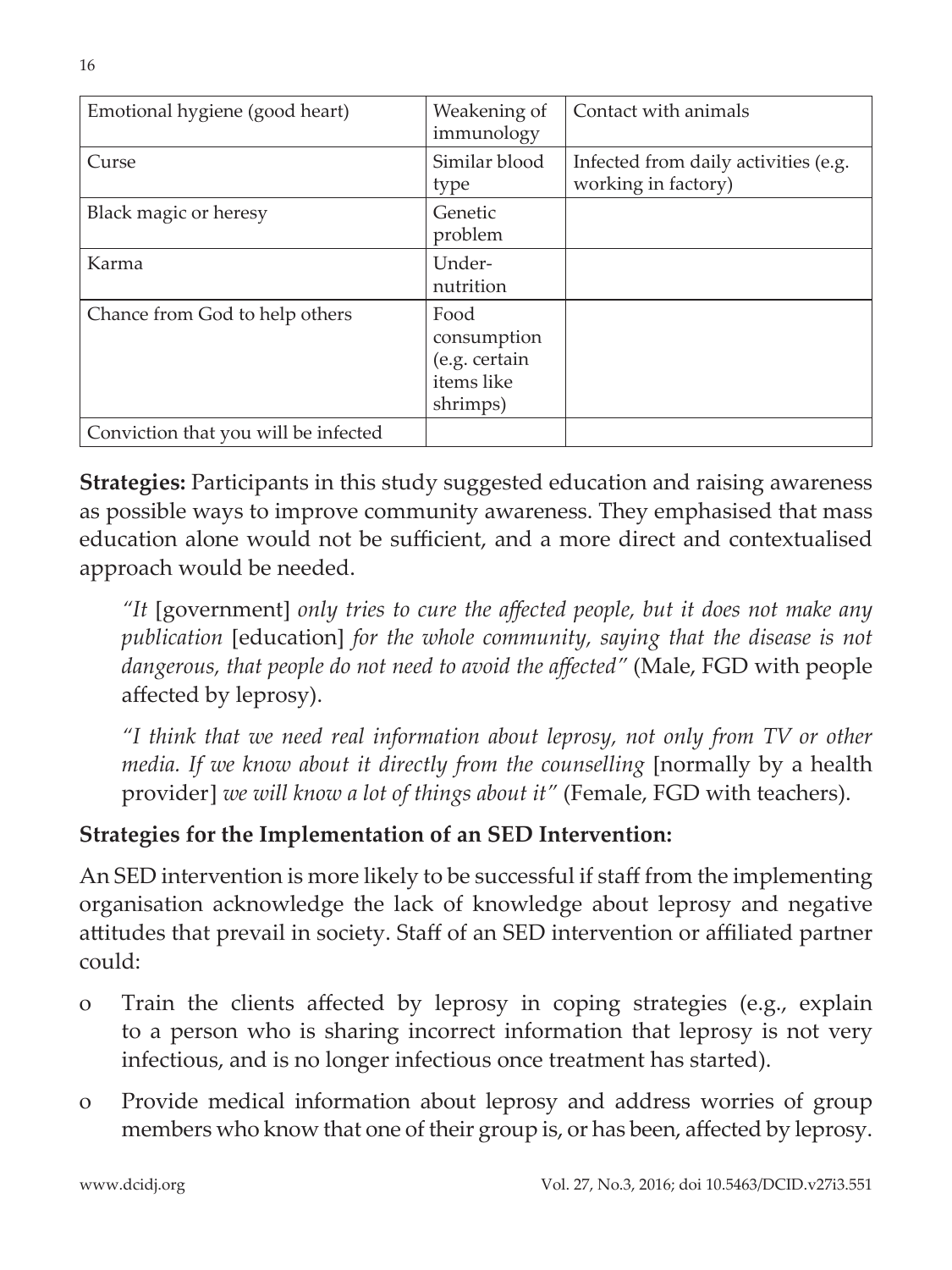| | | |
|---|---|---|
| Emotional hygiene (good heart) | Weakening of immunology | Contact with animals |
| Curse | Similar blood type | Infected from daily activities (e.g. working in factory) |
| Black magic or heresy | Genetic problem | |
| Karma | Under-nutrition | |
| Chance from God to help others | Food consumption (e.g. certain items like shrimps) | |
| Conviction that you will be infected | | |

**Strategies:** Participants in this study suggested education and raising awareness as possible ways to improve community awareness. They emphasised that mass education alone would not be sufficient, and a more direct and contextualised approach would be needed.

> *"It* [government] *only tries to cure the affected people, but it does not make any publication* [education] *for the whole community, saying that the disease is not dangerous, that people do not need to avoid the affected"* (Male, FGD with people affected by leprosy).

> *"I think that we need real information about leprosy, not only from TV or other media. If we know about it directly from the counselling* [normally by a health provider] *we will know a lot of things about it"* (Female, FGD with teachers).

**Strategies for the Implementation of an SED Intervention:**

An SED intervention is more likely to be successful if staff from the implementing organisation acknowledge the lack of knowledge about leprosy and negative attitudes that prevail in society. Staff of an SED intervention or affiliated partner could:

- Train the clients affected by leprosy in coping strategies (e.g., explain to a person who is sharing incorrect information that leprosy is not very infectious, and is no longer infectious once treatment has started).
- Provide medical information about leprosy and address worries of group members who know that one of their group is, or has been, affected by leprosy.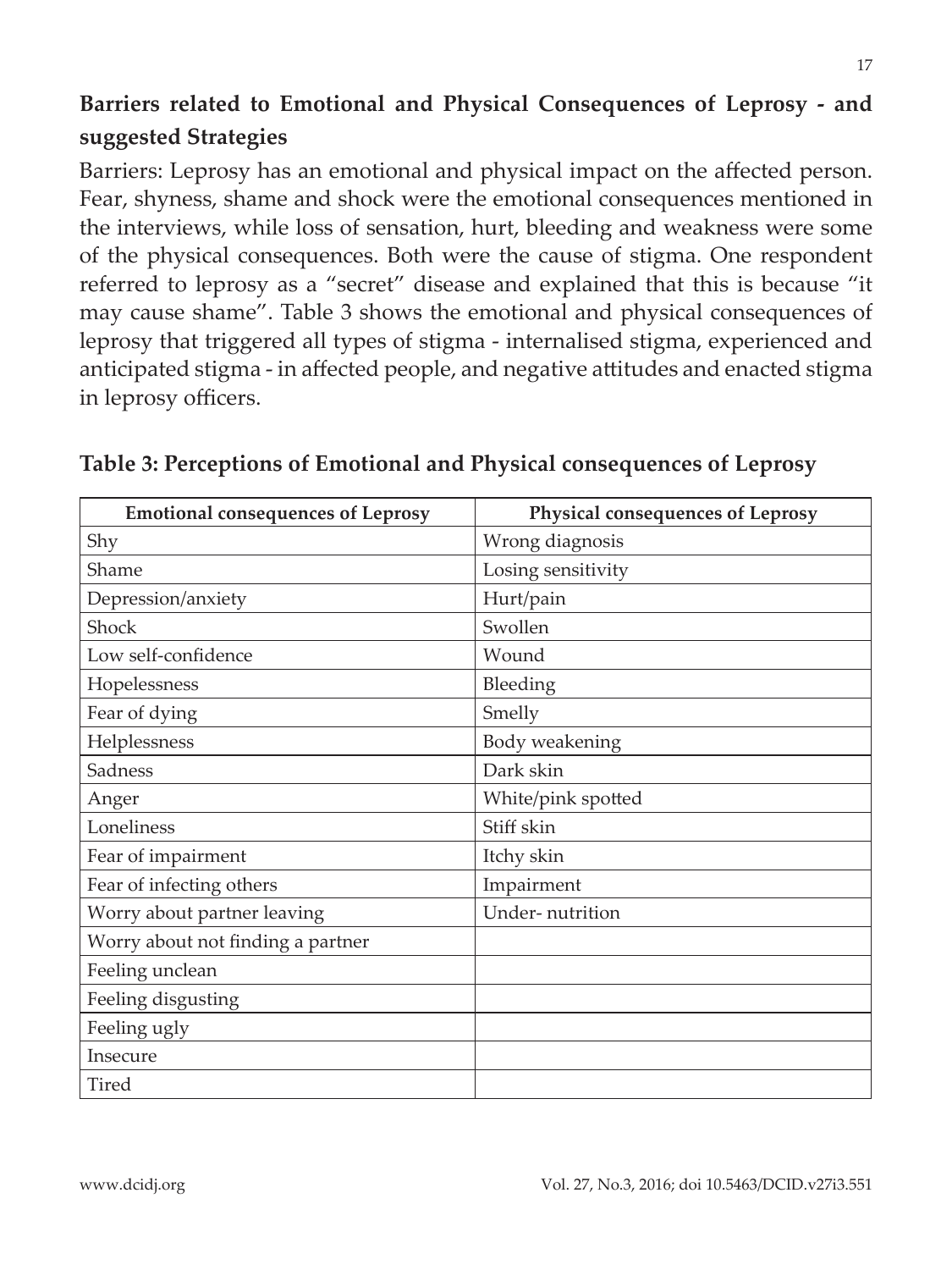## Barriers related to Emotional and Physical Consequences of Leprosy - and suggested Strategies

Barriers: Leprosy has an emotional and physical impact on the affected person. Fear, shyness, shame and shock were the emotional consequences mentioned in the interviews, while loss of sensation, hurt, bleeding and weakness were some of the physical consequences. Both were the cause of stigma. One respondent referred to leprosy as a "secret" disease and explained that this is because "it may cause shame". Table 3 shows the emotional and physical consequences of leprosy that triggered all types of stigma - internalised stigma, experienced and anticipated stigma - in affected people, and negative attitudes and enacted stigma in leprosy officers.

**Table 3: Perceptions of Emotional and Physical consequences of Leprosy**

| Emotional consequences of Leprosy | Physical consequences of Leprosy |
|---|---|
| Shy | Wrong diagnosis |
| Shame | Losing sensitivity |
| Depression/anxiety | Hurt/pain |
| Shock | Swollen |
| Low self-confidence | Wound |
| Hopelessness | Bleeding |
| Fear of dying | Smelly |
| Helplessness | Body weakening |
| Sadness | Dark skin |
| Anger | White/pink spotted |
| Loneliness | Stiff skin |
| Fear of impairment | Itchy skin |
| Fear of infecting others | Impairment |
| Worry about partner leaving | Under- nutrition |
| Worry about not finding a partner | |
| Feeling unclean | |
| Feeling disgusting | |
| Feeling ugly | |
| Insecure | |
| Tired | |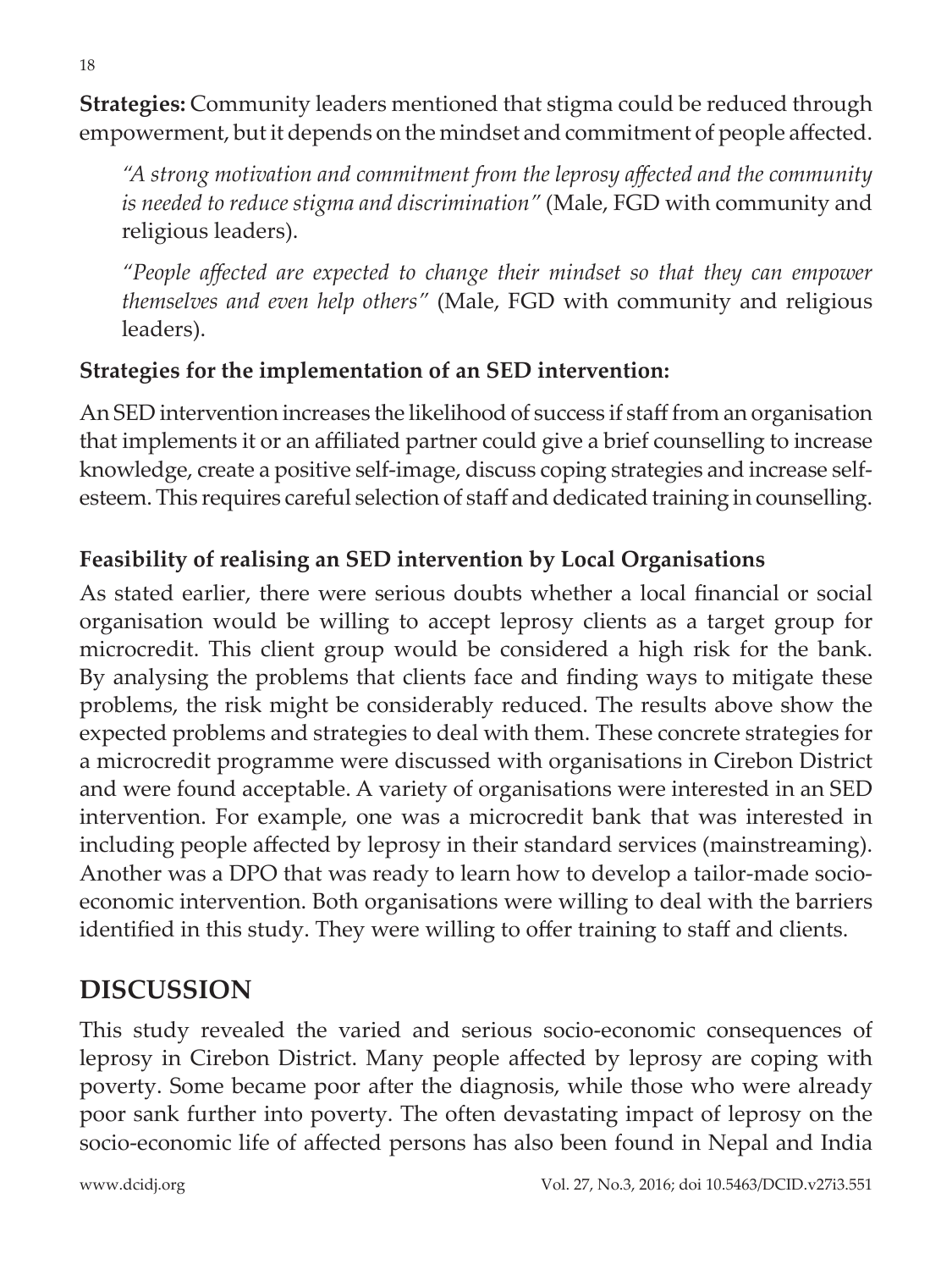**Strategies:** Community leaders mentioned that stigma could be reduced through empowerment, but it depends on the mindset and commitment of people affected.

> *"A strong motivation and commitment from the leprosy affected and the community is needed to reduce stigma and discrimination"* (Male, FGD with community and religious leaders).
>
> *"People affected are expected to change their mindset so that they can empower themselves and even help others"* (Male, FGD with community and religious leaders).

### Strategies for the implementation of an SED intervention:

An SED intervention increases the likelihood of success if staff from an organisation that implements it or an affiliated partner could give a brief counselling to increase knowledge, create a positive self-image, discuss coping strategies and increase self-esteem. This requires careful selection of staff and dedicated training in counselling.

### Feasibility of realising an SED intervention by Local Organisations

As stated earlier, there were serious doubts whether a local financial or social organisation would be willing to accept leprosy clients as a target group for microcredit. This client group would be considered a high risk for the bank. By analysing the problems that clients face and finding ways to mitigate these problems, the risk might be considerably reduced. The results above show the expected problems and strategies to deal with them. These concrete strategies for a microcredit programme were discussed with organisations in Cirebon District and were found acceptable. A variety of organisations were interested in an SED intervention. For example, one was a microcredit bank that was interested in including people affected by leprosy in their standard services (mainstreaming). Another was a DPO that was ready to learn how to develop a tailor-made socio-economic intervention. Both organisations were willing to deal with the barriers identified in this study. They were willing to offer training to staff and clients.

## DISCUSSION

This study revealed the varied and serious socio-economic consequences of leprosy in Cirebon District. Many people affected by leprosy are coping with poverty. Some became poor after the diagnosis, while those who were already poor sank further into poverty. The often devastating impact of leprosy on the socio-economic life of affected persons has also been found in Nepal and India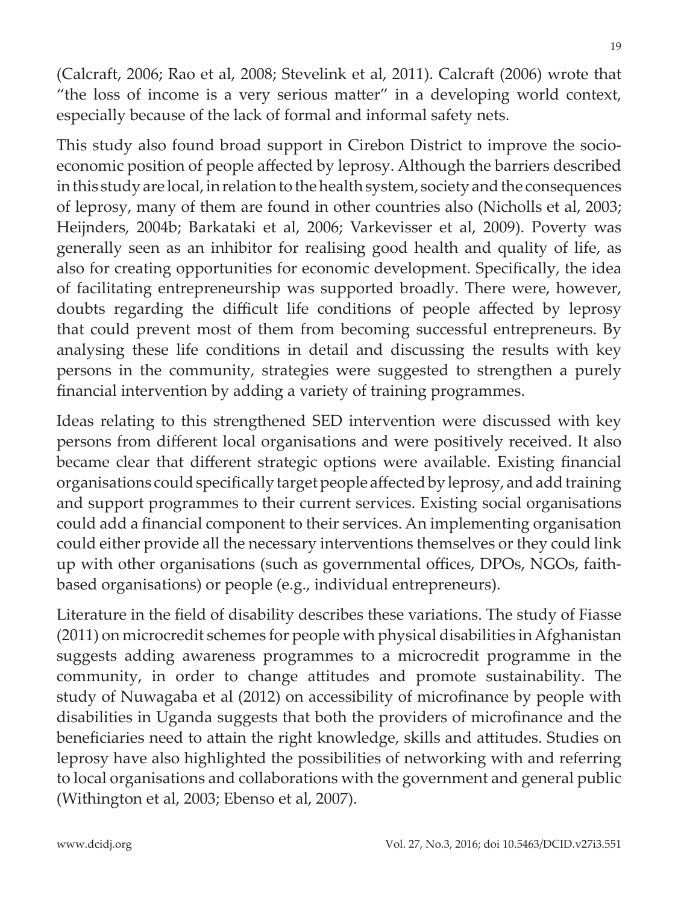(Calcraft, 2006; Rao et al, 2008; Stevelink et al, 2011). Calcraft (2006) wrote that "the loss of income is a very serious matter" in a developing world context, especially because of the lack of formal and informal safety nets.

This study also found broad support in Cirebon District to improve the socio-economic position of people affected by leprosy. Although the barriers described in this study are local, in relation to the health system, society and the consequences of leprosy, many of them are found in other countries also (Nicholls et al, 2003; Heijnders, 2004b; Barkataki et al, 2006; Varkevisser et al, 2009). Poverty was generally seen as an inhibitor for realising good health and quality of life, as also for creating opportunities for economic development. Specifically, the idea of facilitating entrepreneurship was supported broadly. There were, however, doubts regarding the difficult life conditions of people affected by leprosy that could prevent most of them from becoming successful entrepreneurs. By analysing these life conditions in detail and discussing the results with key persons in the community, strategies were suggested to strengthen a purely financial intervention by adding a variety of training programmes.

Ideas relating to this strengthened SED intervention were discussed with key persons from different local organisations and were positively received. It also became clear that different strategic options were available. Existing financial organisations could specifically target people affected by leprosy, and add training and support programmes to their current services. Existing social organisations could add a financial component to their services. An implementing organisation could either provide all the necessary interventions themselves or they could link up with other organisations (such as governmental offices, DPOs, NGOs, faith-based organisations) or people (e.g., individual entrepreneurs).

Literature in the field of disability describes these variations. The study of Fiasse (2011) on microcredit schemes for people with physical disabilities in Afghanistan suggests adding awareness programmes to a microcredit programme in the community, in order to change attitudes and promote sustainability. The study of Nuwagaba et al (2012) on accessibility of microfinance by people with disabilities in Uganda suggests that both the providers of microfinance and the beneficiaries need to attain the right knowledge, skills and attitudes. Studies on leprosy have also highlighted the possibilities of networking with and referring to local organisations and collaborations with the government and general public (Withington et al, 2003; Ebenso et al, 2007).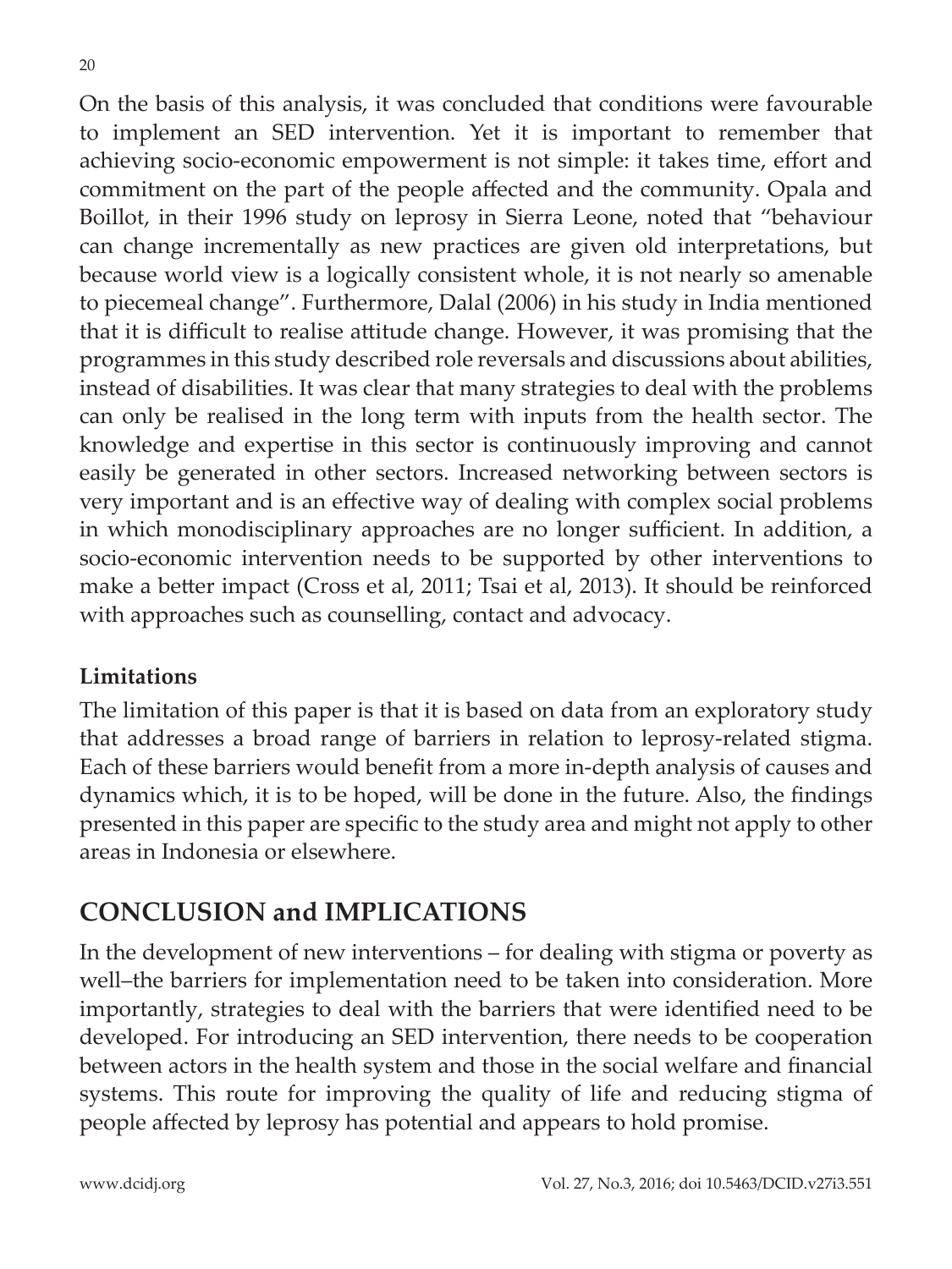On the basis of this analysis, it was concluded that conditions were favourable to implement an SED intervention. Yet it is important to remember that achieving socio-economic empowerment is not simple: it takes time, effort and commitment on the part of the people affected and the community. Opala and Boillot, in their 1996 study on leprosy in Sierra Leone, noted that "behaviour can change incrementally as new practices are given old interpretations, but because world view is a logically consistent whole, it is not nearly so amenable to piecemeal change". Furthermore, Dalal (2006) in his study in India mentioned that it is difficult to realise attitude change. However, it was promising that the programmes in this study described role reversals and discussions about abilities, instead of disabilities. It was clear that many strategies to deal with the problems can only be realised in the long term with inputs from the health sector. The knowledge and expertise in this sector is continuously improving and cannot easily be generated in other sectors. Increased networking between sectors is very important and is an effective way of dealing with complex social problems in which monodisciplinary approaches are no longer sufficient. In addition, a socio-economic intervention needs to be supported by other interventions to make a better impact (Cross et al, 2011; Tsai et al, 2013). It should be reinforced with approaches such as counselling, contact and advocacy.

### Limitations

The limitation of this paper is that it is based on data from an exploratory study that addresses a broad range of barriers in relation to leprosy-related stigma. Each of these barriers would benefit from a more in-depth analysis of causes and dynamics which, it is to be hoped, will be done in the future. Also, the findings presented in this paper are specific to the study area and might not apply to other areas in Indonesia or elsewhere.

## CONCLUSION and IMPLICATIONS

In the development of new interventions – for dealing with stigma or poverty as well–the barriers for implementation need to be taken into consideration. More importantly, strategies to deal with the barriers that were identified need to be developed. For introducing an SED intervention, there needs to be cooperation between actors in the health system and those in the social welfare and financial systems. This route for improving the quality of life and reducing stigma of people affected by leprosy has potential and appears to hold promise.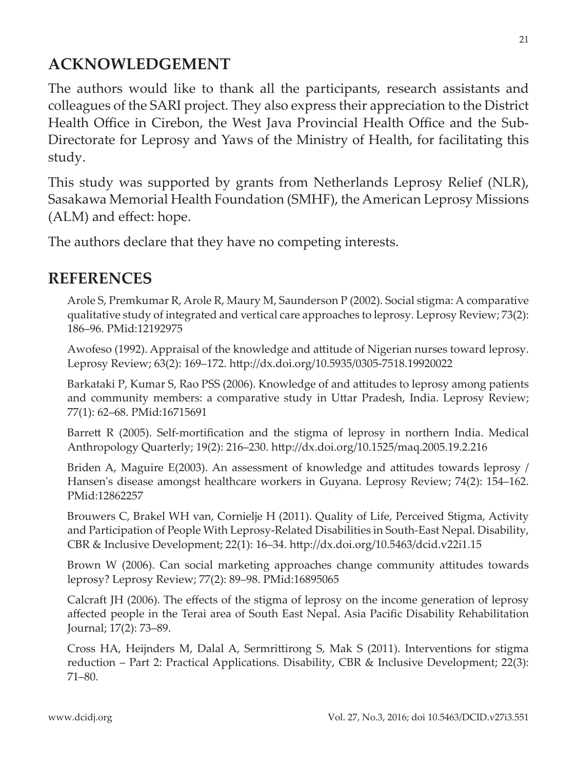## ACKNOWLEDGEMENT

The authors would like to thank all the participants, research assistants and colleagues of the SARI project. They also express their appreciation to the District Health Office in Cirebon, the West Java Provincial Health Office and the Sub-Directorate for Leprosy and Yaws of the Ministry of Health, for facilitating this study.

This study was supported by grants from Netherlands Leprosy Relief (NLR), Sasakawa Memorial Health Foundation (SMHF), the American Leprosy Missions (ALM) and effect: hope.

The authors declare that they have no competing interests.

## REFERENCES

Arole S, Premkumar R, Arole R, Maury M, Saunderson P (2002). Social stigma: A comparative qualitative study of integrated and vertical care approaches to leprosy. Leprosy Review; 73(2): 186–96. PMid:12192975

Awofeso (1992). Appraisal of the knowledge and attitude of Nigerian nurses toward leprosy. Leprosy Review; 63(2): 169–172. http://dx.doi.org/10.5935/0305-7518.19920022

Barkataki P, Kumar S, Rao PSS (2006). Knowledge of and attitudes to leprosy among patients and community members: a comparative study in Uttar Pradesh, India. Leprosy Review; 77(1): 62–68. PMid:16715691

Barrett R (2005). Self-mortification and the stigma of leprosy in northern India. Medical Anthropology Quarterly; 19(2): 216–230. http://dx.doi.org/10.1525/maq.2005.19.2.216

Briden A, Maguire E(2003). An assessment of knowledge and attitudes towards leprosy / Hansen's disease amongst healthcare workers in Guyana. Leprosy Review; 74(2): 154–162. PMid:12862257

Brouwers C, Brakel WH van, Cornielje H (2011). Quality of Life, Perceived Stigma, Activity and Participation of People With Leprosy-Related Disabilities in South-East Nepal. Disability, CBR & Inclusive Development; 22(1): 16–34. http://dx.doi.org/10.5463/dcid.v22i1.15

Brown W (2006). Can social marketing approaches change community attitudes towards leprosy? Leprosy Review; 77(2): 89–98. PMid:16895065

Calcraft JH (2006). The effects of the stigma of leprosy on the income generation of leprosy affected people in the Terai area of South East Nepal. Asia Pacific Disability Rehabilitation Journal; 17(2): 73–89.

Cross HA, Heijnders M, Dalal A, Sermrittirong S, Mak S (2011). Interventions for stigma reduction – Part 2: Practical Applications. Disability, CBR & Inclusive Development; 22(3): 71–80.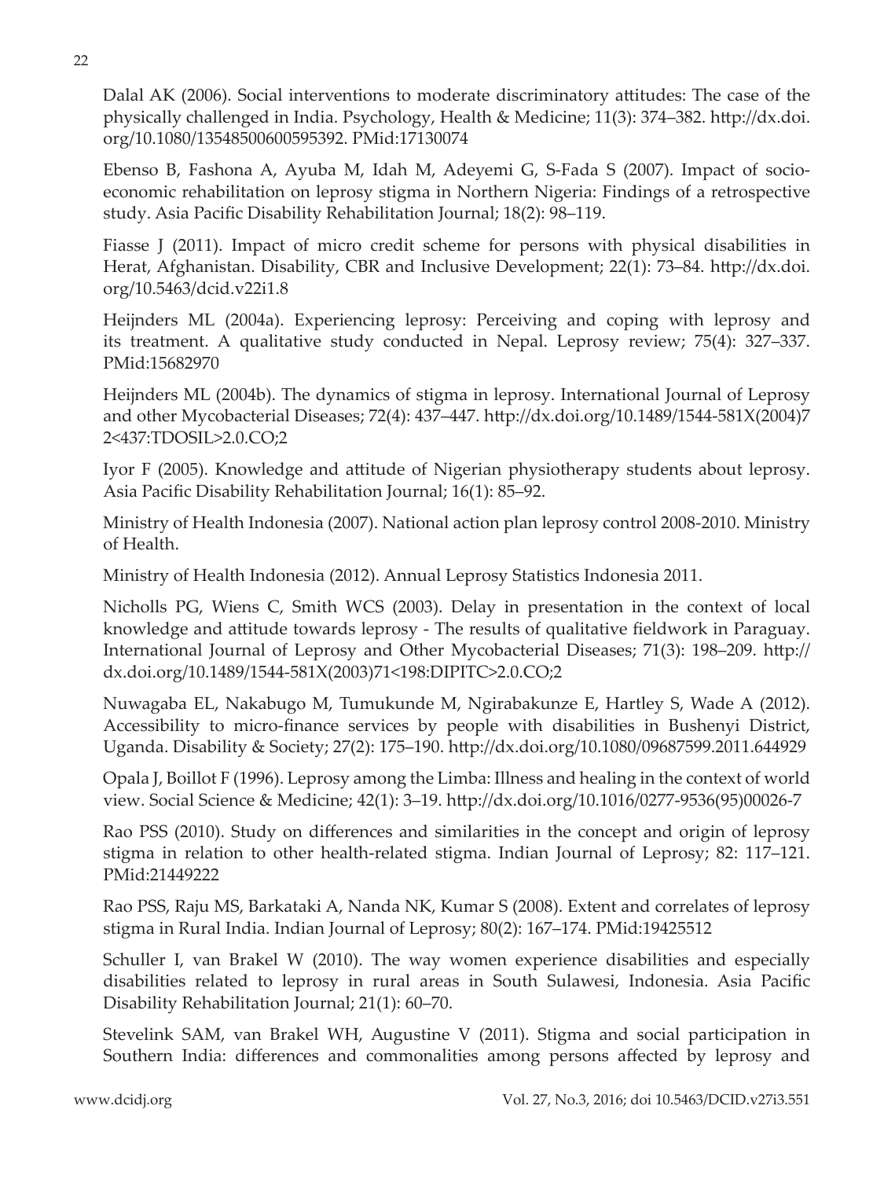Dalal AK (2006). Social interventions to moderate discriminatory attitudes: The case of the physically challenged in India. Psychology, Health & Medicine; 11(3): 374–382. http://dx.doi.org/10.1080/13548500600595392. PMid:17130074

Ebenso B, Fashona A, Ayuba M, Idah M, Adeyemi G, S-Fada S (2007). Impact of socio-economic rehabilitation on leprosy stigma in Northern Nigeria: Findings of a retrospective study. Asia Pacific Disability Rehabilitation Journal; 18(2): 98–119.

Fiasse J (2011). Impact of micro credit scheme for persons with physical disabilities in Herat, Afghanistan. Disability, CBR and Inclusive Development; 22(1): 73–84. http://dx.doi.org/10.5463/dcid.v22i1.8

Heijnders ML (2004a). Experiencing leprosy: Perceiving and coping with leprosy and its treatment. A qualitative study conducted in Nepal. Leprosy review; 75(4): 327–337. PMid:15682970

Heijnders ML (2004b). The dynamics of stigma in leprosy. International Journal of Leprosy and other Mycobacterial Diseases; 72(4): 437–447. http://dx.doi.org/10.1489/1544-581X(2004)72<437:TDOSIL>2.0.CO;2

Iyor F (2005). Knowledge and attitude of Nigerian physiotherapy students about leprosy. Asia Pacific Disability Rehabilitation Journal; 16(1): 85–92.

Ministry of Health Indonesia (2007). National action plan leprosy control 2008-2010. Ministry of Health.

Ministry of Health Indonesia (2012). Annual Leprosy Statistics Indonesia 2011.

Nicholls PG, Wiens C, Smith WCS (2003). Delay in presentation in the context of local knowledge and attitude towards leprosy - The results of qualitative fieldwork in Paraguay. International Journal of Leprosy and Other Mycobacterial Diseases; 71(3): 198–209. http://dx.doi.org/10.1489/1544-581X(2003)71<198:DIPITC>2.0.CO;2

Nuwagaba EL, Nakabugo M, Tumukunde M, Ngirabakunze E, Hartley S, Wade A (2012). Accessibility to micro-finance services by people with disabilities in Bushenyi District, Uganda. Disability & Society; 27(2): 175–190. http://dx.doi.org/10.1080/09687599.2011.644929

Opala J, Boillot F (1996). Leprosy among the Limba: Illness and healing in the context of world view. Social Science & Medicine; 42(1): 3–19. http://dx.doi.org/10.1016/0277-9536(95)00026-7

Rao PSS (2010). Study on differences and similarities in the concept and origin of leprosy stigma in relation to other health-related stigma. Indian Journal of Leprosy; 82: 117–121. PMid:21449222

Rao PSS, Raju MS, Barkataki A, Nanda NK, Kumar S (2008). Extent and correlates of leprosy stigma in Rural India. Indian Journal of Leprosy; 80(2): 167–174. PMid:19425512

Schuller I, van Brakel W (2010). The way women experience disabilities and especially disabilities related to leprosy in rural areas in South Sulawesi, Indonesia. Asia Pacific Disability Rehabilitation Journal; 21(1): 60–70.

Stevelink SAM, van Brakel WH, Augustine V (2011). Stigma and social participation in Southern India: differences and commonalities among persons affected by leprosy and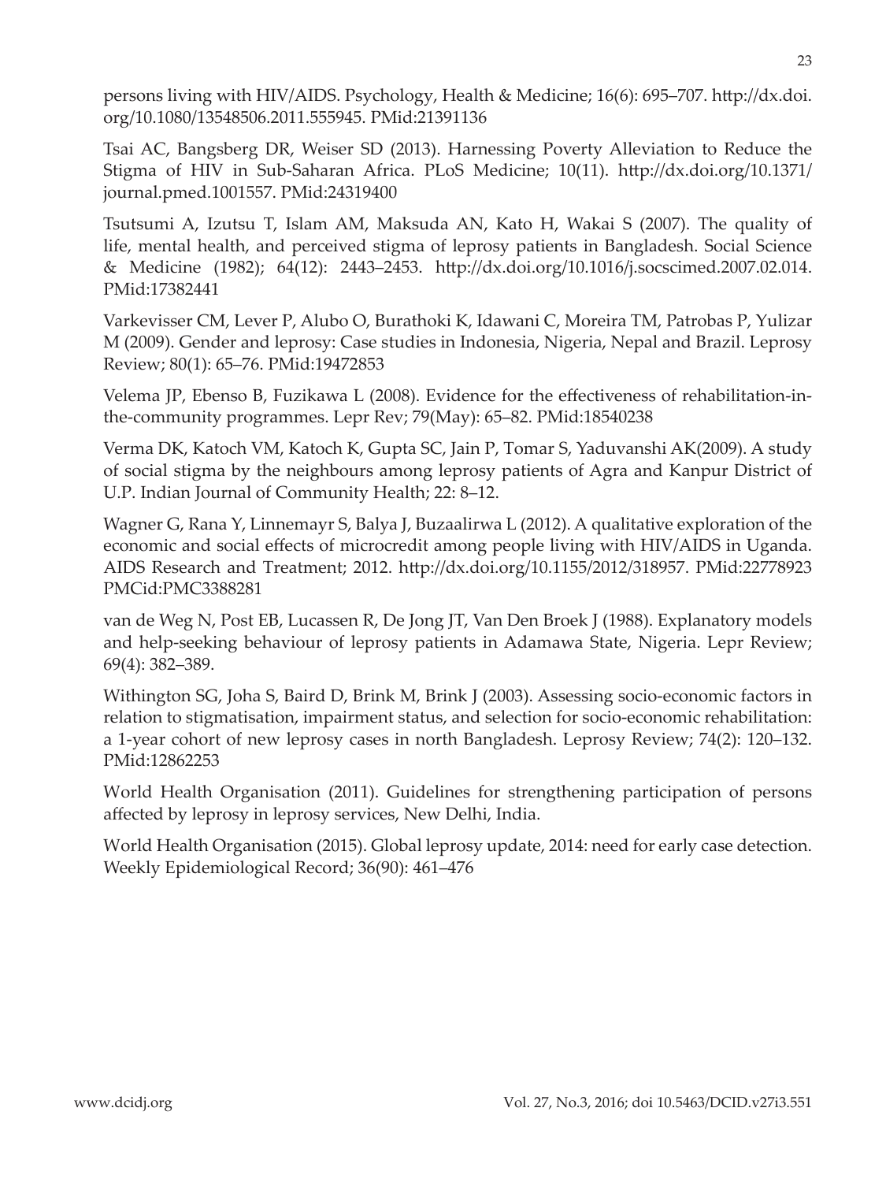persons living with HIV/AIDS. Psychology, Health & Medicine; 16(6): 695–707. http://dx.doi.org/10.1080/13548506.2011.555945. PMid:21391136

Tsai AC, Bangsberg DR, Weiser SD (2013). Harnessing Poverty Alleviation to Reduce the Stigma of HIV in Sub-Saharan Africa. PLoS Medicine; 10(11). http://dx.doi.org/10.1371/journal.pmed.1001557. PMid:24319400

Tsutsumi A, Izutsu T, Islam AM, Maksuda AN, Kato H, Wakai S (2007). The quality of life, mental health, and perceived stigma of leprosy patients in Bangladesh. Social Science & Medicine (1982); 64(12): 2443–2453. http://dx.doi.org/10.1016/j.socscimed.2007.02.014. PMid:17382441

Varkevisser CM, Lever P, Alubo O, Burathoki K, Idawani C, Moreira TM, Patrobas P, Yulizar M (2009). Gender and leprosy: Case studies in Indonesia, Nigeria, Nepal and Brazil. Leprosy Review; 80(1): 65–76. PMid:19472853

Velema JP, Ebenso B, Fuzikawa L (2008). Evidence for the effectiveness of rehabilitation-in-the-community programmes. Lepr Rev; 79(May): 65–82. PMid:18540238

Verma DK, Katoch VM, Katoch K, Gupta SC, Jain P, Tomar S, Yaduvanshi AK(2009). A study of social stigma by the neighbours among leprosy patients of Agra and Kanpur District of U.P. Indian Journal of Community Health; 22: 8–12.

Wagner G, Rana Y, Linnemayr S, Balya J, Buzaalirwa L (2012). A qualitative exploration of the economic and social effects of microcredit among people living with HIV/AIDS in Uganda. AIDS Research and Treatment; 2012. http://dx.doi.org/10.1155/2012/318957. PMid:22778923 PMCid:PMC3388281

van de Weg N, Post EB, Lucassen R, De Jong JT, Van Den Broek J (1988). Explanatory models and help-seeking behaviour of leprosy patients in Adamawa State, Nigeria. Lepr Review; 69(4): 382–389.

Withington SG, Joha S, Baird D, Brink M, Brink J (2003). Assessing socio-economic factors in relation to stigmatisation, impairment status, and selection for socio-economic rehabilitation: a 1-year cohort of new leprosy cases in north Bangladesh. Leprosy Review; 74(2): 120–132. PMid:12862253

World Health Organisation (2011). Guidelines for strengthening participation of persons affected by leprosy in leprosy services, New Delhi, India.

World Health Organisation (2015). Global leprosy update, 2014: need for early case detection. Weekly Epidemiological Record; 36(90): 461–476